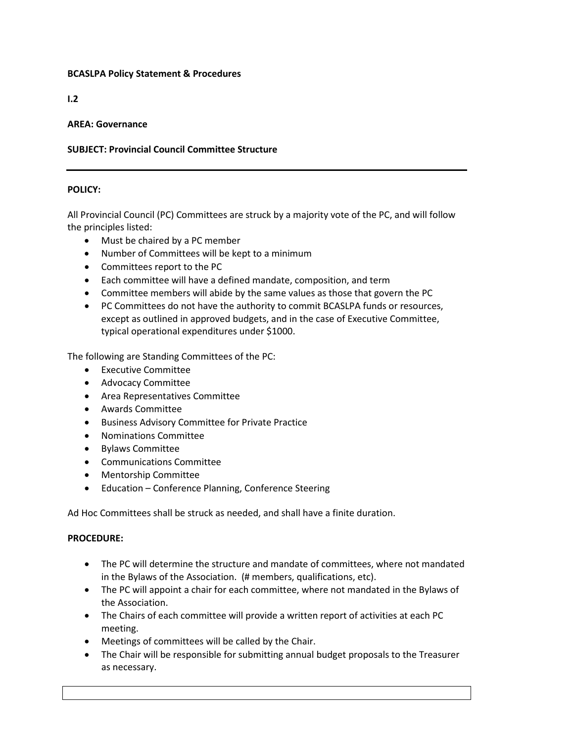**BCASLPA Policy Statement & Procedures**

**I.2**

**AREA: Governance**

**SUBJECT: Provincial Council Committee Structure**

---

**POLICY:**

All Provincial Council (PC) Committees are struck by a majority vote of the PC, and will follow the principles listed:

- Must be chaired by a PC member
- Number of Committees will be kept to a minimum
- Committees report to the PC
- Each committee will have a defined mandate, composition, and term
- Committee members will abide by the same values as those that govern the PC
- PC Committees do not have the authority to commit BCASLPA funds or resources, except as outlined in approved budgets, and in the case of Executive Committee, typical operational expenditures under $1000.

The following are Standing Committees of the PC:

- Executive Committee
- Advocacy Committee
- Area Representatives Committee
- Awards Committee
- Business Advisory Committee for Private Practice
- Nominations Committee
- Bylaws Committee
- Communications Committee
- Mentorship Committee
- Education – Conference Planning, Conference Steering

Ad Hoc Committees shall be struck as needed, and shall have a finite duration.

**PROCEDURE:**

- The PC will determine the structure and mandate of committees, where not mandated in the Bylaws of the Association. (# members, qualifications, etc).
- The PC will appoint a chair for each committee, where not mandated in the Bylaws of the Association.
- The Chairs of each committee will provide a written report of activities at each PC meeting.
- Meetings of committees will be called by the Chair.
- The Chair will be responsible for submitting annual budget proposals to the Treasurer as necessary.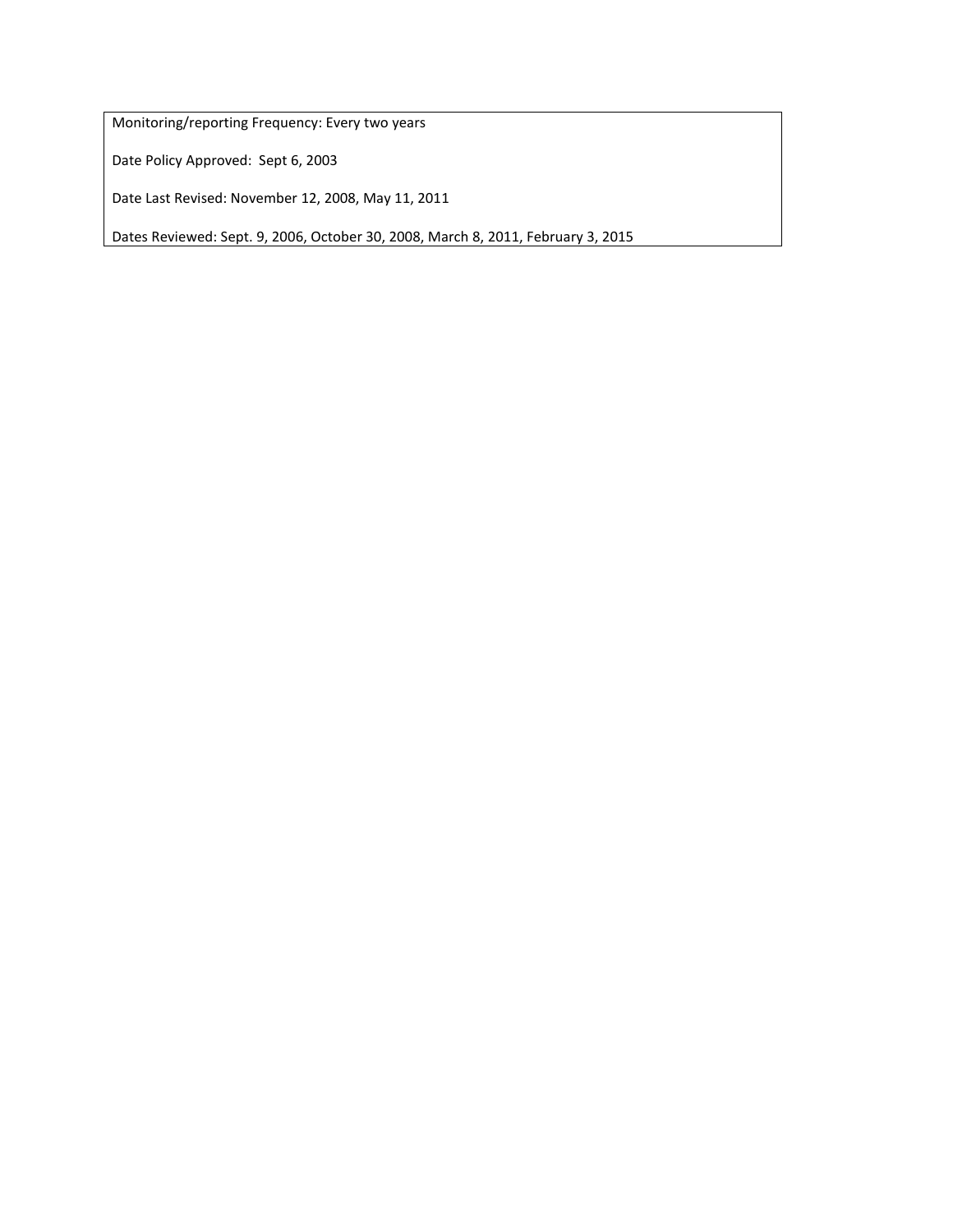Monitoring/reporting Frequency: Every two years

Date Policy Approved: Sept 6, 2003

Date Last Revised: November 12, 2008, May 11, 2011

Dates Reviewed: Sept. 9, 2006, October 30, 2008, March 8, 2011, February 3, 2015